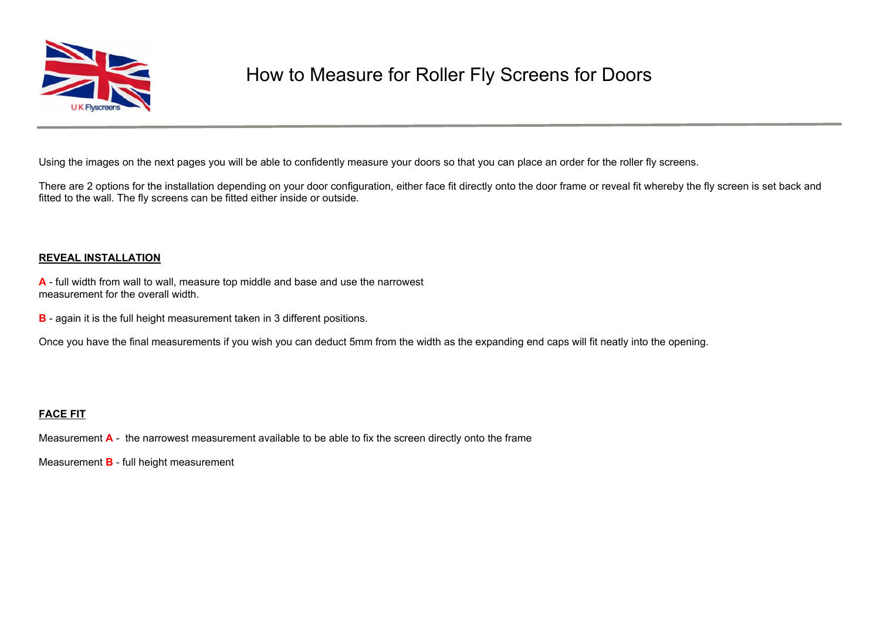# How to Measure for Roller Fly Screens for Doors

Using the images on the next pages you will be able to confidently measure your doors so that you can place an order for the roller fly screens.

There are 2 options for the installation depending on your door configuration, either face fit directly onto the door frame or reveal fit whereby the fly screen is set back and fitted to the wall. The fly screens can be fitted either inside or outside.

## REVEAL INSTALLATION

**A** - full width from wall to wall, measure top middle and base and use the narrowest measurement for the overall width.

**B** - again it is the full height measurement taken in 3 different positions.

Once you have the final measurements if you wish you can deduct 5mm from the width as the expanding end caps will fit neatly into the opening.

## FACE FIT

Measurement **A** - the narrowest measurement available to be able to fix the screen directly onto the frame

Measurement **B** - full height measurement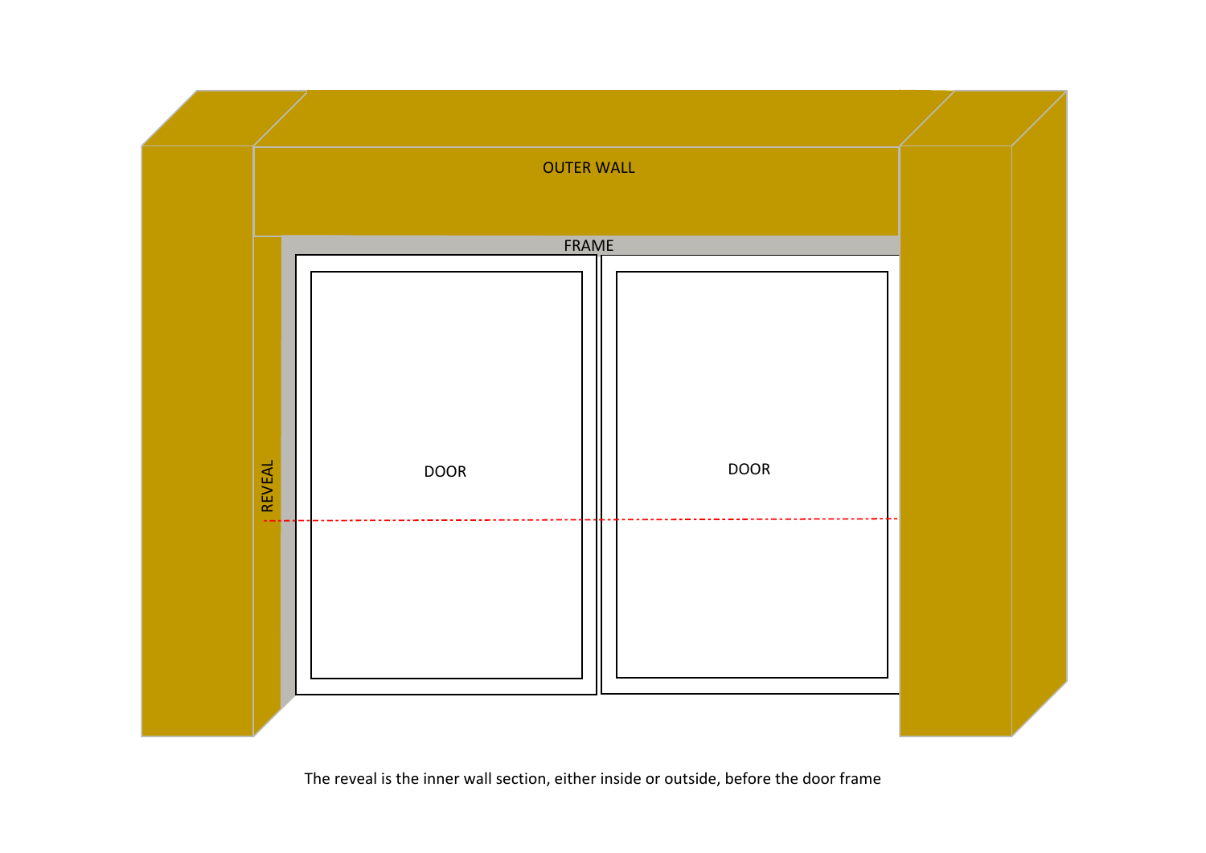OUTER WALL

FRAME

REVEAL

DOOR

DOOR

The reveal is the inner wall section, either inside or outside, before the door frame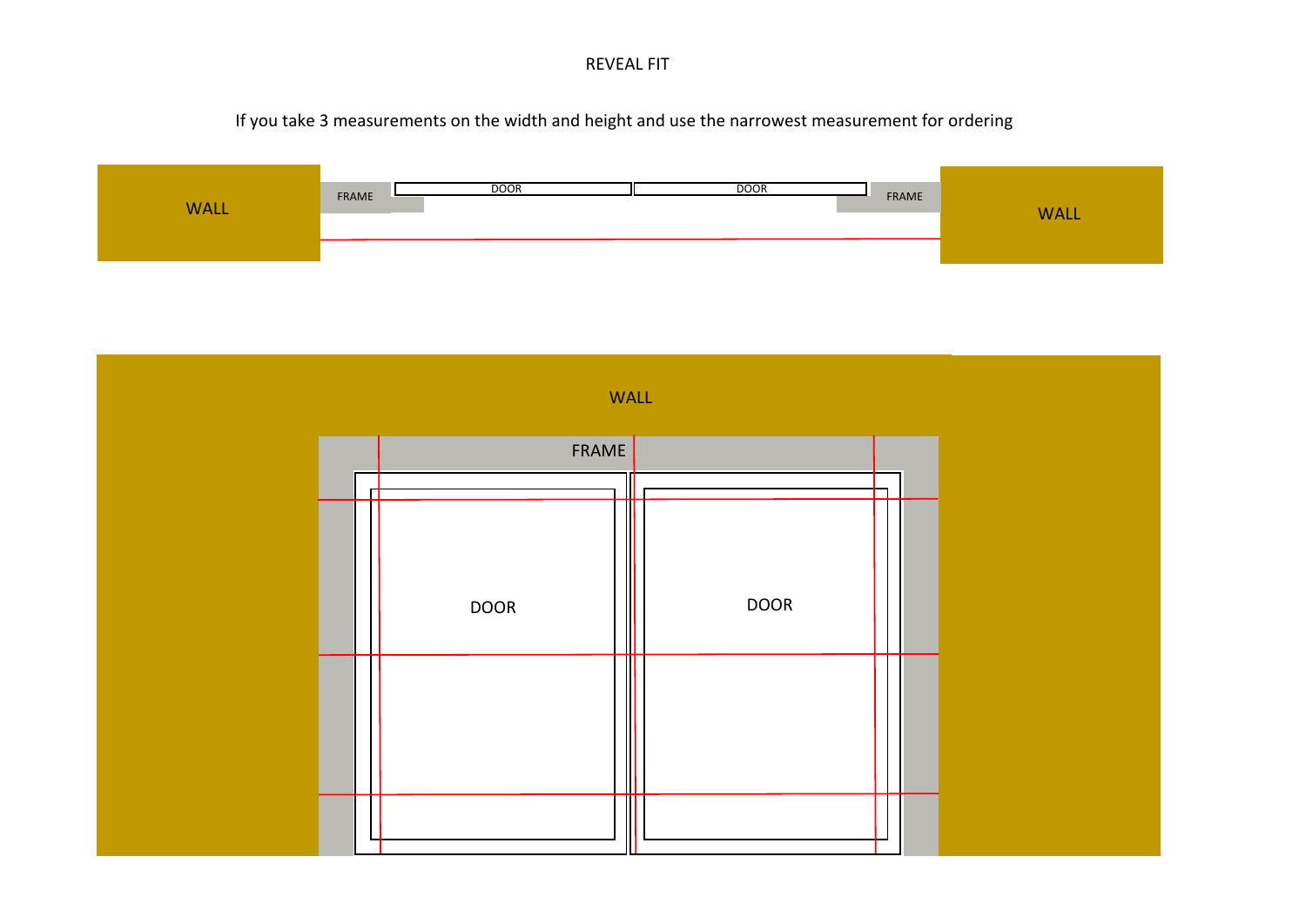# REVEAL FIT

If you take 3 measurements on the width and height and use the narrowest measurement for ordering

WALL

FRAME

DOOR

DOOR

FRAME

WALL

WALL

FRAME

DOOR

DOOR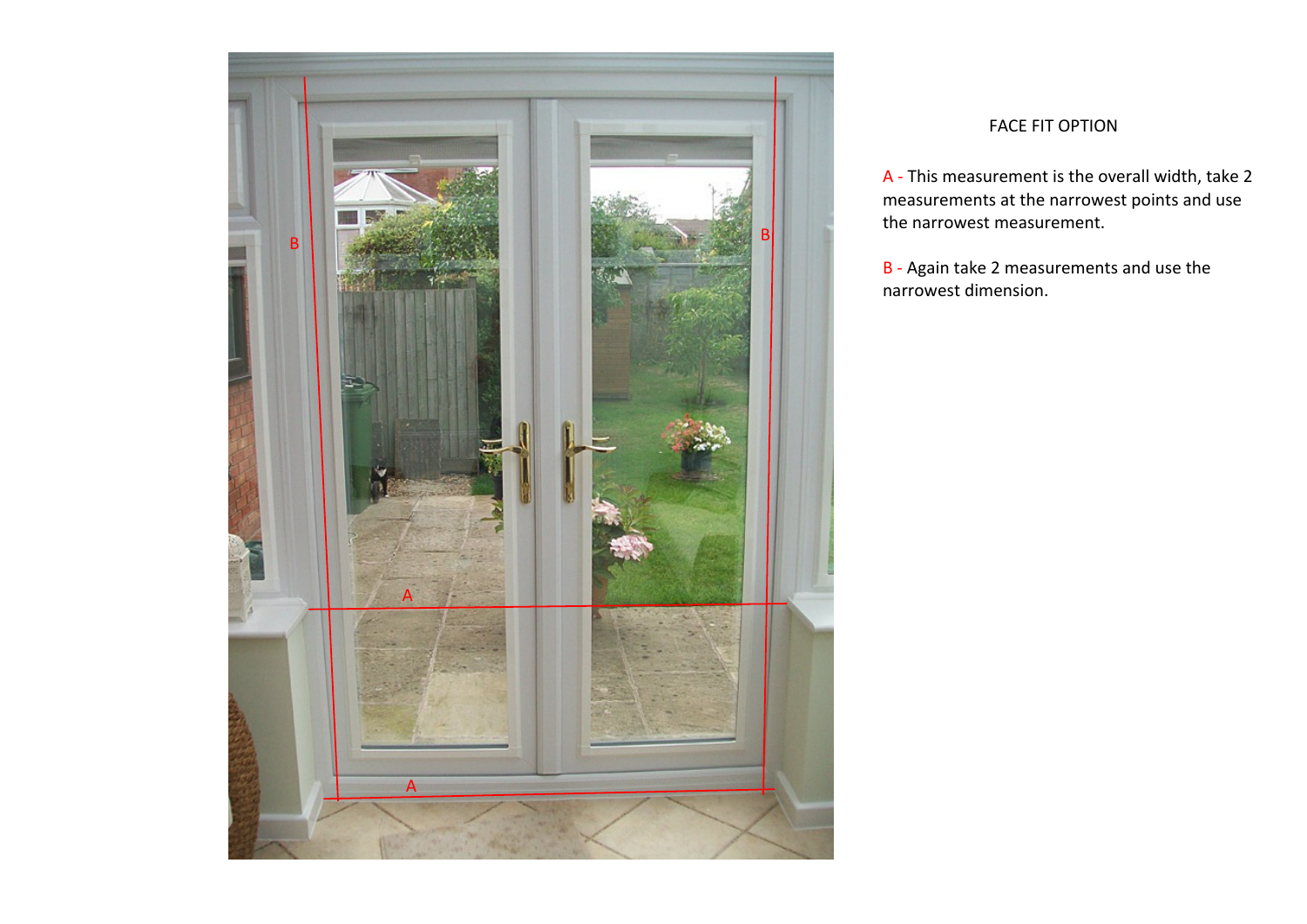FACE FIT OPTION

A - This measurement is the overall width, take 2 measurements at the narrowest points and use the narrowest measurement.

B - Again take 2 measurements and use the narrowest dimension.